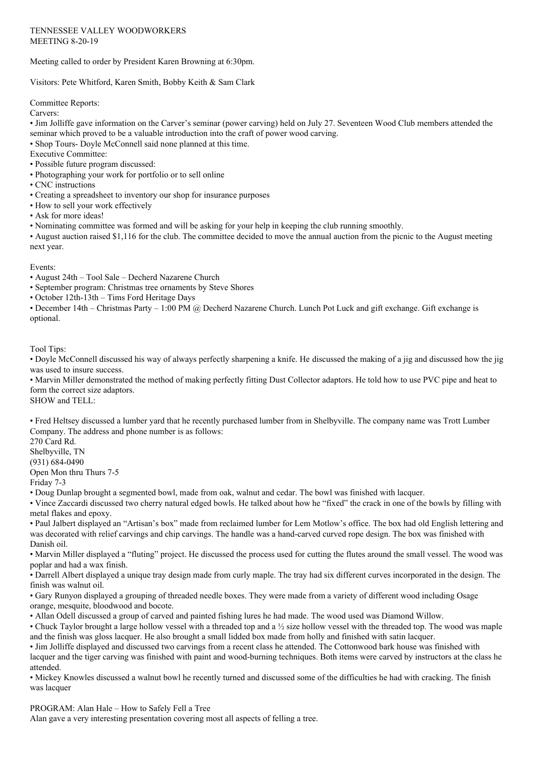TENNESSEE VALLEY WOODWORKERS
MEETING 8-20-19

Meeting called to order by President Karen Browning at 6:30pm.

Visitors: Pete Whitford, Karen Smith, Bobby Keith & Sam Clark

Committee Reports:
Carvers:

- Jim Jolliffe gave information on the Carver's seminar (power carving) held on July 27. Seventeen Wood Club members attended the seminar which proved to be a valuable introduction into the craft of power wood carving.
- Shop Tours- Doyle McConnell said none planned at this time.

Executive Committee:

- Possible future program discussed:
- Photographing your work for portfolio or to sell online
- CNC instructions
- Creating a spreadsheet to inventory our shop for insurance purposes
- How to sell your work effectively
- Ask for more ideas!
- Nominating committee was formed and will be asking for your help in keeping the club running smoothly.
- August auction raised $1,116 for the club. The committee decided to move the annual auction from the picnic to the August meeting next year.

Events:

- August 24th – Tool Sale – Decherd Nazarene Church
- September program: Christmas tree ornaments by Steve Shores
- October 12th-13th – Tims Ford Heritage Days
- December 14th – Christmas Party – 1:00 PM @ Decherd Nazarene Church. Lunch Pot Luck and gift exchange. Gift exchange is optional.

Tool Tips:

- Doyle McConnell discussed his way of always perfectly sharpening a knife. He discussed the making of a jig and discussed how the jig was used to insure success.
- Marvin Miller demonstrated the method of making perfectly fitting Dust Collector adaptors. He told how to use PVC pipe and heat to form the correct size adaptors.

SHOW and TELL:

- Fred Heltsey discussed a lumber yard that he recently purchased lumber from in Shelbyville. The company name was Trott Lumber Company. The address and phone number is as follows:
270 Card Rd.
Shelbyville, TN
(931) 684-0490
Open Mon thru Thurs 7-5
Friday 7-3
- Doug Dunlap brought a segmented bowl, made from oak, walnut and cedar. The bowl was finished with lacquer.
- Vince Zaccardi discussed two cherry natural edged bowls. He talked about how he "fixed" the crack in one of the bowls by filling with metal flakes and epoxy.
- Paul Jalbert displayed an "Artisan's box" made from reclaimed lumber for Lem Motlow's office. The box had old English lettering and was decorated with relief carvings and chip carvings. The handle was a hand-carved curved rope design. The box was finished with Danish oil.
- Marvin Miller displayed a "fluting" project. He discussed the process used for cutting the flutes around the small vessel. The wood was poplar and had a wax finish.
- Darrell Albert displayed a unique tray design made from curly maple. The tray had six different curves incorporated in the design. The finish was walnut oil.
- Gary Runyon displayed a grouping of threaded needle boxes. They were made from a variety of different wood including Osage orange, mesquite, bloodwood and bocote.
- Allan Odell discussed a group of carved and painted fishing lures he had made. The wood used was Diamond Willow.
- Chuck Taylor brought a large hollow vessel with a threaded top and a ½ size hollow vessel with the threaded top. The wood was maple and the finish was gloss lacquer. He also brought a small lidded box made from holly and finished with satin lacquer.
- Jim Jolliffe displayed and discussed two carvings from a recent class he attended. The Cottonwood bark house was finished with lacquer and the tiger carving was finished with paint and wood-burning techniques. Both items were carved by instructors at the class he attended.
- Mickey Knowles discussed a walnut bowl he recently turned and discussed some of the difficulties he had with cracking. The finish was lacquer

PROGRAM: Alan Hale – How to Safely Fell a Tree
Alan gave a very interesting presentation covering most all aspects of felling a tree.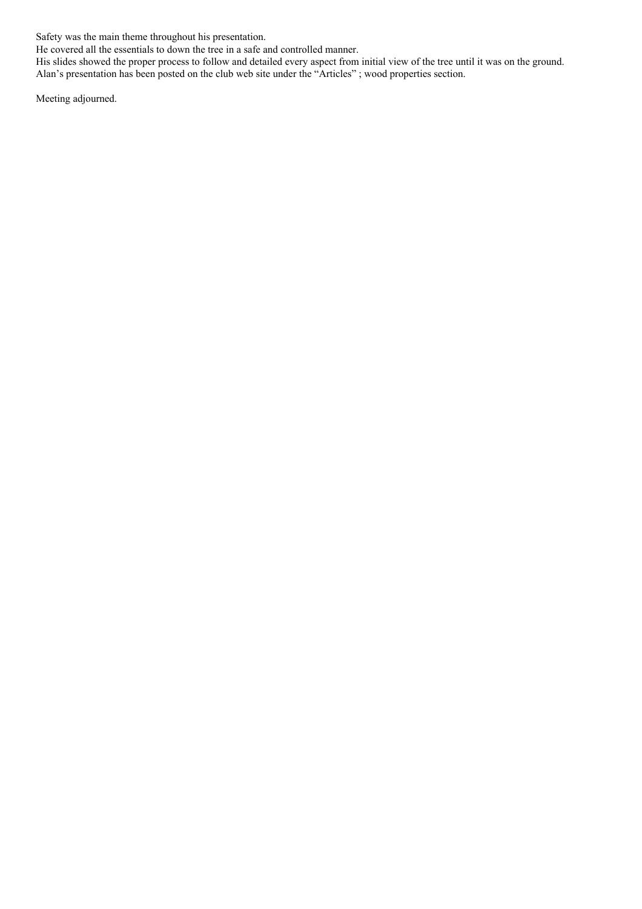Safety was the main theme throughout his presentation.
He covered all the essentials to down the tree in a safe and controlled manner.
His slides showed the proper process to follow and detailed every aspect from initial view of the tree until it was on the ground.
Alan's presentation has been posted on the club web site under the "Articles" ; wood properties section.

Meeting adjourned.